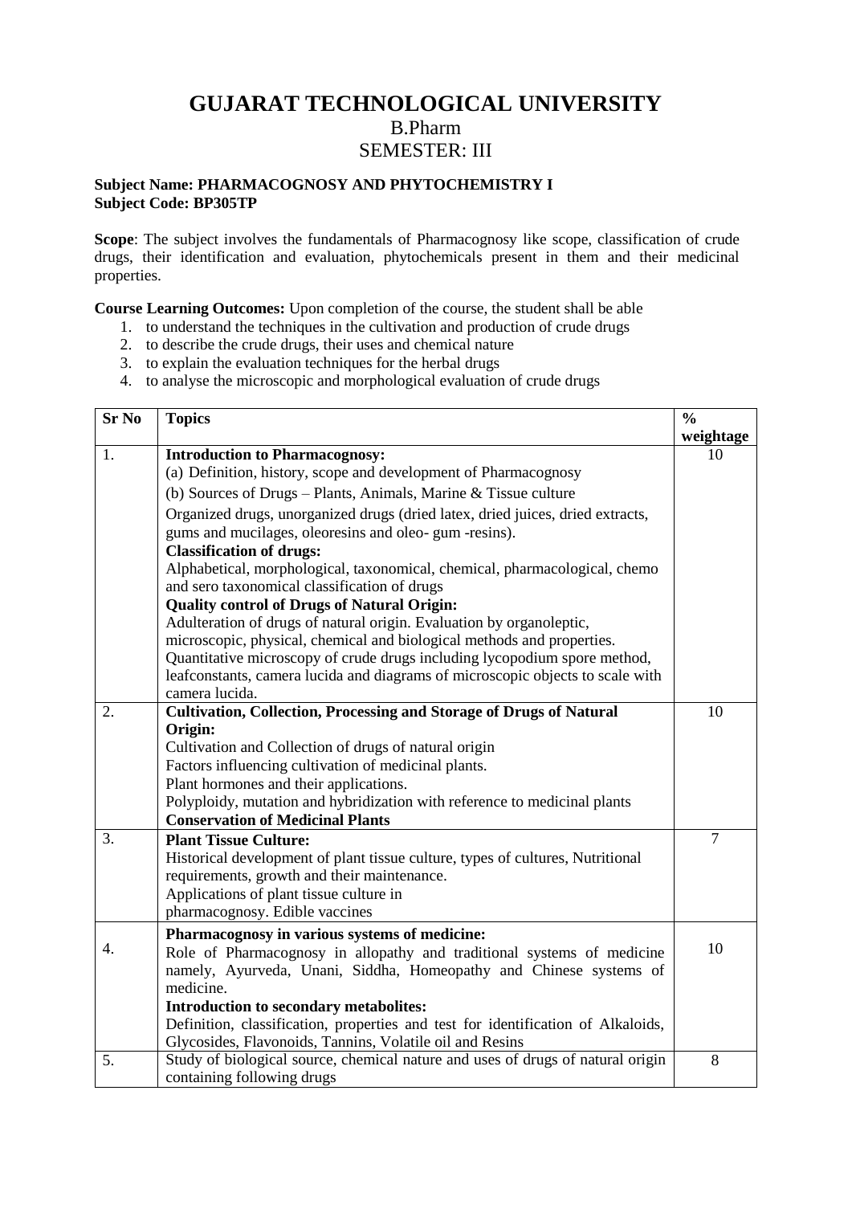# GUJARAT TECHNOLOGICAL UNIVERSITY

## B.Pharm

## SEMESTER: III

**Subject Name: PHARMACOGNOSY AND PHYTOCHEMISTRY I**
**Subject Code: BP305TP**

**Scope**: The subject involves the fundamentals of Pharmacognosy like scope, classification of crude drugs, their identification and evaluation, phytochemicals present in them and their medicinal properties.

**Course Learning Outcomes:** Upon completion of the course, the student shall be able

1. to understand the techniques in the cultivation and production of crude drugs
2. to describe the crude drugs, their uses and chemical nature
3. to explain the evaluation techniques for the herbal drugs
4. to analyse the microscopic and morphological evaluation of crude drugs

| Sr No | Topics | % weightage |
|---|---|---|
| 1. | **Introduction to Pharmacognosy:**<br>(a) Definition, history, scope and development of Pharmacognosy<br>(b) Sources of Drugs – Plants, Animals, Marine & Tissue culture<br>Organized drugs, unorganized drugs (dried latex, dried juices, dried extracts, gums and mucilages, oleoresins and oleo- gum -resins).<br>**Classification of drugs:**<br>Alphabetical, morphological, taxonomical, chemical, pharmacological, chemo and sero taxonomical classification of drugs<br>**Quality control of Drugs of Natural Origin:**<br>Adulteration of drugs of natural origin. Evaluation by organoleptic, microscopic, physical, chemical and biological methods and properties.<br>Quantitative microscopy of crude drugs including lycopodium spore method, leafconstants, camera lucida and diagrams of microscopic objects to scale with camera lucida. | 10 |
| 2. | **Cultivation, Collection, Processing and Storage of Drugs of Natural Origin:**<br>Cultivation and Collection of drugs of natural origin<br>Factors influencing cultivation of medicinal plants.<br>Plant hormones and their applications.<br>Polyploidy, mutation and hybridization with reference to medicinal plants<br>**Conservation of Medicinal Plants** | 10 |
| 3. | **Plant Tissue Culture:**<br>Historical development of plant tissue culture, types of cultures, Nutritional requirements, growth and their maintenance.<br>Applications of plant tissue culture in pharmacognosy. Edible vaccines | 7 |
| 4. | **Pharmacognosy in various systems of medicine:**<br>Role of Pharmacognosy in allopathy and traditional systems of medicine namely, Ayurveda, Unani, Siddha, Homeopathy and Chinese systems of medicine.<br>**Introduction to secondary metabolites:**<br>Definition, classification, properties and test for identification of Alkaloids, Glycosides, Flavonoids, Tannins, Volatile oil and Resins | 10 |
| 5. | Study of biological source, chemical nature and uses of drugs of natural origin containing following drugs | 8 |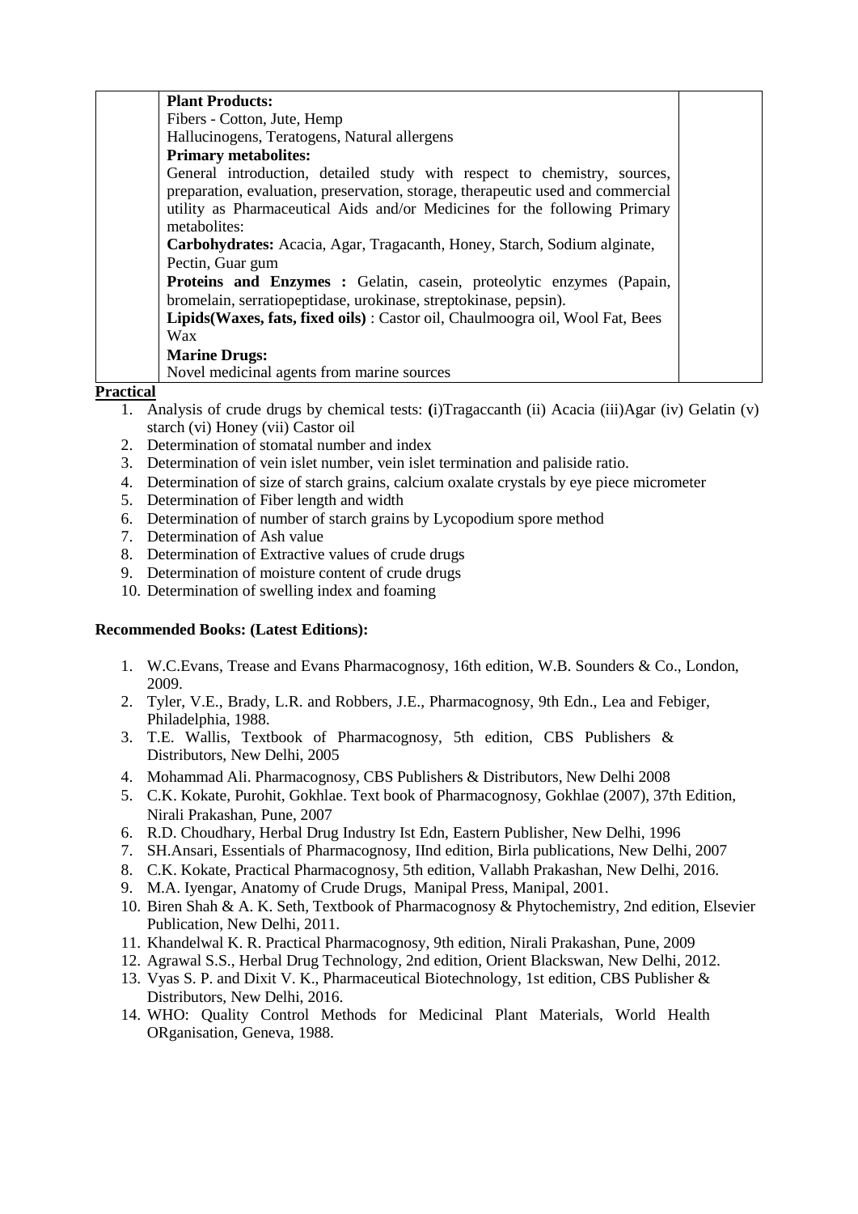| | | |
|---|---|---|
| | **Plant Products:**<br>Fibers - Cotton, Jute, Hemp<br>Hallucinogens, Teratogens, Natural allergens<br>**Primary metabolites:**<br>General introduction, detailed study with respect to chemistry, sources, preparation, evaluation, preservation, storage, therapeutic used and commercial utility as Pharmaceutical Aids and/or Medicines for the following Primary metabolites:<br>**Carbohydrates:** Acacia, Agar, Tragacanth, Honey, Starch, Sodium alginate, Pectin, Guar gum<br>**Proteins and Enzymes :** Gelatin, casein, proteolytic enzymes (Papain, bromelain, serratiopeptidase, urokinase, streptokinase, pepsin).<br>**Lipids(Waxes, fats, fixed oils)** : Castor oil, Chaulmoogra oil, Wool Fat, Bees Wax<br>**Marine Drugs:**<br>Novel medicinal agents from marine sources | |

**Practical**

1. Analysis of crude drugs by chemical tests: **(**i)Tragaccanth (ii) Acacia (iii)Agar (iv) Gelatin (v) starch (vi) Honey (vii) Castor oil
2. Determination of stomatal number and index
3. Determination of vein islet number, vein islet termination and paliside ratio.
4. Determination of size of starch grains, calcium oxalate crystals by eye piece micrometer
5. Determination of Fiber length and width
6. Determination of number of starch grains by Lycopodium spore method
7. Determination of Ash value
8. Determination of Extractive values of crude drugs
9. Determination of moisture content of crude drugs
10. Determination of swelling index and foaming

**Recommended Books: (Latest Editions):**

1. W.C.Evans, Trease and Evans Pharmacognosy, 16th edition, W.B. Sounders & Co., London, 2009.
2. Tyler, V.E., Brady, L.R. and Robbers, J.E., Pharmacognosy, 9th Edn., Lea and Febiger, Philadelphia, 1988.
3. T.E. Wallis, Textbook of Pharmacognosy, 5th edition, CBS Publishers & Distributors, New Delhi, 2005
4. Mohammad Ali. Pharmacognosy, CBS Publishers & Distributors, New Delhi 2008
5. C.K. Kokate, Purohit, Gokhlae. Text book of Pharmacognosy, Gokhlae (2007), 37th Edition, Nirali Prakashan, Pune, 2007
6. R.D. Choudhary, Herbal Drug Industry Ist Edn, Eastern Publisher, New Delhi, 1996
7. SH.Ansari, Essentials of Pharmacognosy, IInd edition, Birla publications, New Delhi, 2007
8. C.K. Kokate, Practical Pharmacognosy, 5th edition, Vallabh Prakashan, New Delhi, 2016.
9. M.A. Iyengar, Anatomy of Crude Drugs, Manipal Press, Manipal, 2001.
10. Biren Shah & A. K. Seth, Textbook of Pharmacognosy & Phytochemistry, 2nd edition, Elsevier Publication, New Delhi, 2011.
11. Khandelwal K. R. Practical Pharmacognosy, 9th edition, Nirali Prakashan, Pune, 2009
12. Agrawal S.S., Herbal Drug Technology, 2nd edition, Orient Blackswan, New Delhi, 2012.
13. Vyas S. P. and Dixit V. K., Pharmaceutical Biotechnology, 1st edition, CBS Publisher & Distributors, New Delhi, 2016.
14. WHO: Quality Control Methods for Medicinal Plant Materials, World Health ORganisation, Geneva, 1988.